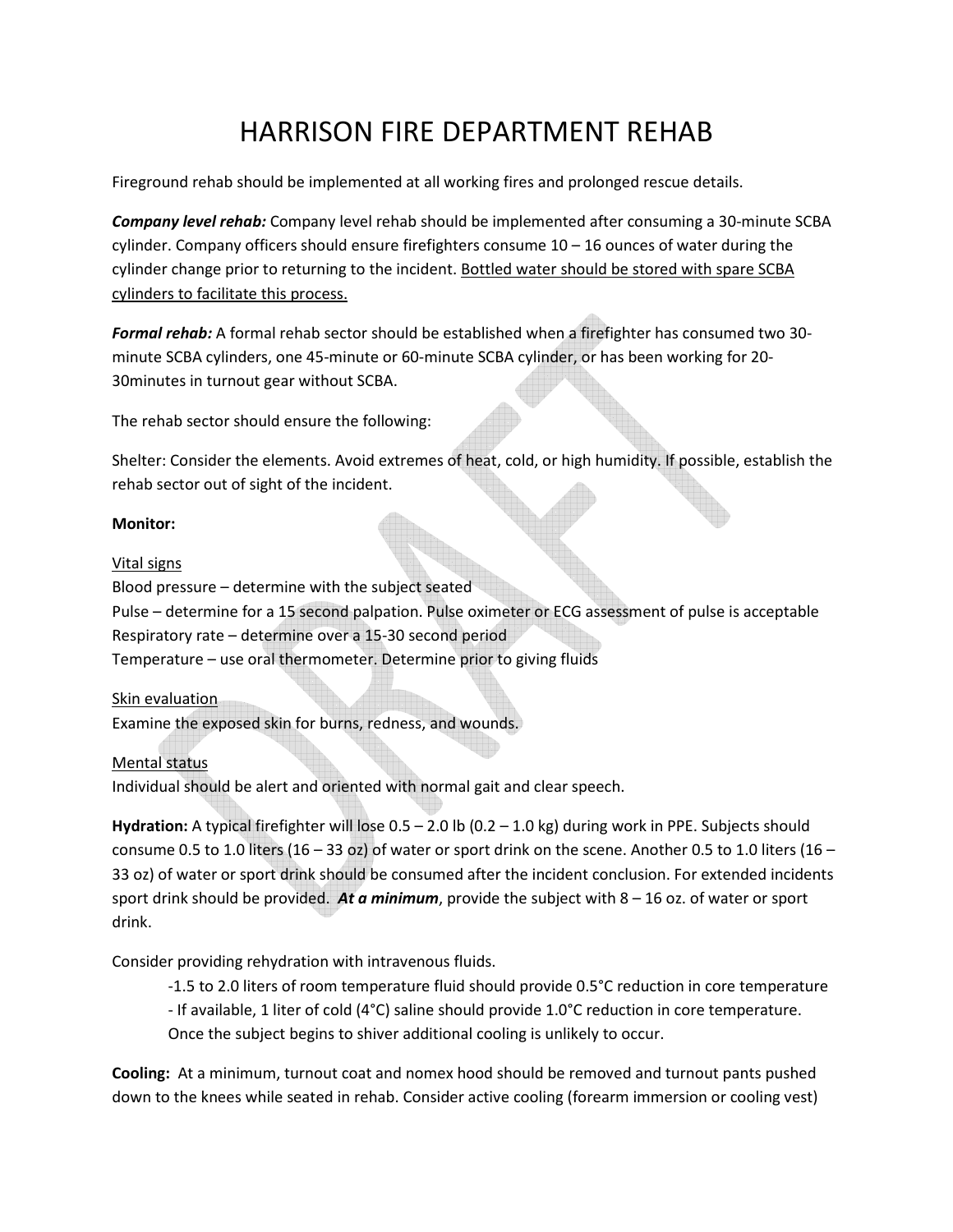# HARRISON FIRE DEPARTMENT REHAB

Fireground rehab should be implemented at all working fires and prolonged rescue details.

***Company level rehab:*** Company level rehab should be implemented after consuming a 30-minute SCBA cylinder. Company officers should ensure firefighters consume 10 – 16 ounces of water during the cylinder change prior to returning to the incident. Bottled water should be stored with spare SCBA cylinders to facilitate this process.

***Formal rehab:*** A formal rehab sector should be established when a firefighter has consumed two 30-minute SCBA cylinders, one 45-minute or 60-minute SCBA cylinder, or has been working for 20-30minutes in turnout gear without SCBA.

The rehab sector should ensure the following:

Shelter: Consider the elements. Avoid extremes of heat, cold, or high humidity. If possible, establish the rehab sector out of sight of the incident.

**Monitor:**

Vital signs
Blood pressure – determine with the subject seated
Pulse – determine for a 15 second palpation. Pulse oximeter or ECG assessment of pulse is acceptable
Respiratory rate – determine over a 15-30 second period
Temperature – use oral thermometer. Determine prior to giving fluids

Skin evaluation
Examine the exposed skin for burns, redness, and wounds.

Mental status
Individual should be alert and oriented with normal gait and clear speech.

**Hydration:** A typical firefighter will lose 0.5 – 2.0 lb (0.2 – 1.0 kg) during work in PPE. Subjects should consume 0.5 to 1.0 liters (16 – 33 oz) of water or sport drink on the scene. Another 0.5 to 1.0 liters (16 – 33 oz) of water or sport drink should be consumed after the incident conclusion. For extended incidents sport drink should be provided. ***At a minimum***, provide the subject with 8 – 16 oz. of water or sport drink.

Consider providing rehydration with intravenous fluids.

- 1.5 to 2.0 liters of room temperature fluid should provide 0.5°C reduction in core temperature
- If available, 1 liter of cold (4°C) saline should provide 1.0°C reduction in core temperature. Once the subject begins to shiver additional cooling is unlikely to occur.

**Cooling:** At a minimum, turnout coat and nomex hood should be removed and turnout pants pushed down to the knees while seated in rehab. Consider active cooling (forearm immersion or cooling vest)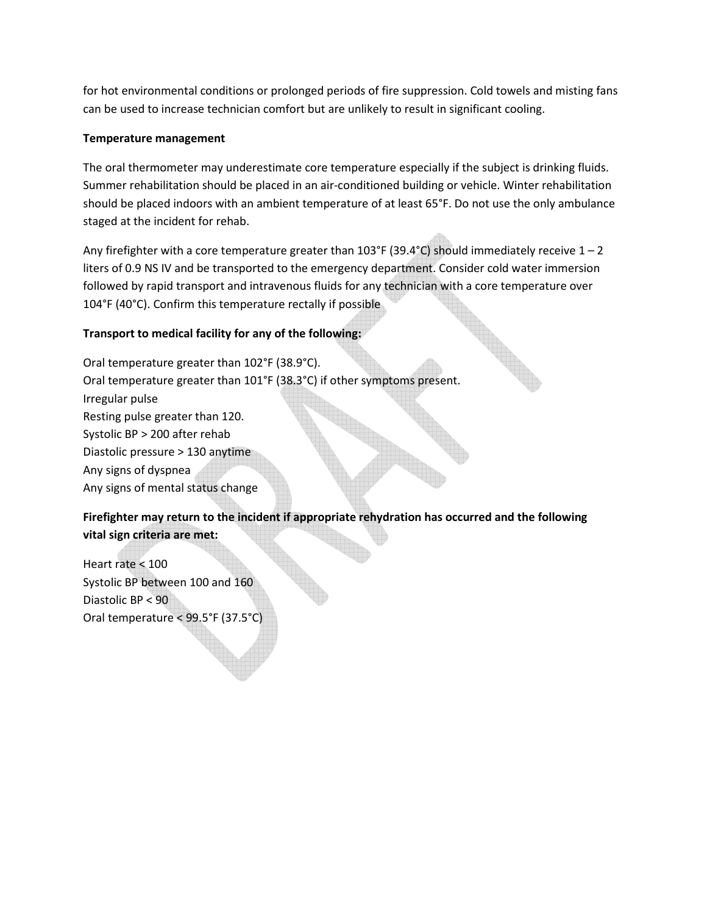for hot environmental conditions or prolonged periods of fire suppression. Cold towels and misting fans can be used to increase technician comfort but are unlikely to result in significant cooling.

**Temperature management**

The oral thermometer may underestimate core temperature especially if the subject is drinking fluids. Summer rehabilitation should be placed in an air-conditioned building or vehicle. Winter rehabilitation should be placed indoors with an ambient temperature of at least 65°F. Do not use the only ambulance staged at the incident for rehab.

Any firefighter with a core temperature greater than 103°F (39.4°C) should immediately receive 1 – 2 liters of 0.9 NS IV and be transported to the emergency department. Consider cold water immersion followed by rapid transport and intravenous fluids for any technician with a core temperature over 104°F (40°C). Confirm this temperature rectally if possible

**Transport to medical facility for any of the following:**

Oral temperature greater than 102°F (38.9°C).
Oral temperature greater than 101°F (38.3°C) if other symptoms present.
Irregular pulse
Resting pulse greater than 120.
Systolic BP > 200 after rehab
Diastolic pressure > 130 anytime
Any signs of dyspnea
Any signs of mental status change

**Firefighter may return to the incident if appropriate rehydration has occurred and the following vital sign criteria are met:**

Heart rate < 100
Systolic BP between 100 and 160
Diastolic BP < 90
Oral temperature < 99.5°F (37.5°C)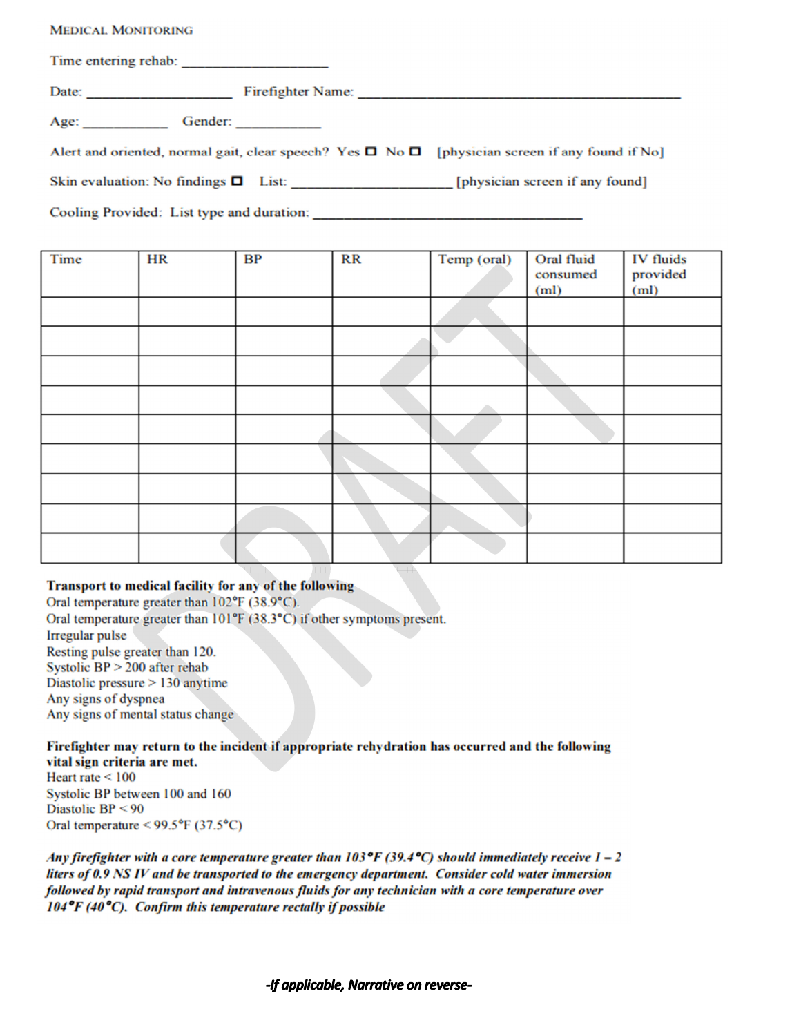## Medical Monitoring

Time entering rehab: ____________________

Date: ____________________ Firefighter Name: ______________________________________________

Age: ____________ Gender: ____________

Alert and oriented, normal gait, clear speech? Yes ☐ No ☐ [physician screen if any found if No]

Skin evaluation: No findings ☐ List: ______________________ [physician screen if any found]

Cooling Provided: List type and duration: ________________________________________

| Time | HR | BP | RR | Temp (oral) | Oral fluid consumed (ml) | IV fluids provided (ml) |
|---|---|---|---|---|---|---|
| | | | | | | |
| | | | | | | |
| | | | | | | |
| | | | | | | |
| | | | | | | |
| | | | | | | |
| | | | | | | |
| | | | | | | |
| | | | | | | |

**Transport to medical facility for any of the following**

Oral temperature greater than 102°F (38.9°C).
Oral temperature greater than 101°F (38.3°C) if other symptoms present.
Irregular pulse
Resting pulse greater than 120.
Systolic BP > 200 after rehab
Diastolic pressure > 130 anytime
Any signs of dyspnea
Any signs of mental status change

**Firefighter may return to the incident if appropriate rehydration has occurred and the following vital sign criteria are met.**

Heart rate < 100
Systolic BP between 100 and 160
Diastolic BP < 90
Oral temperature < 99.5°F (37.5°C)

***Any firefighter with a core temperature greater than 103°F (39.4°C) should immediately receive 1 – 2 liters of 0.9 NS IV and be transported to the emergency department. Consider cold water immersion followed by rapid transport and intravenous fluids for any technician with a core temperature over 104°F (40°C). Confirm this temperature rectally if possible***

***-If applicable, Narrative on reverse-***